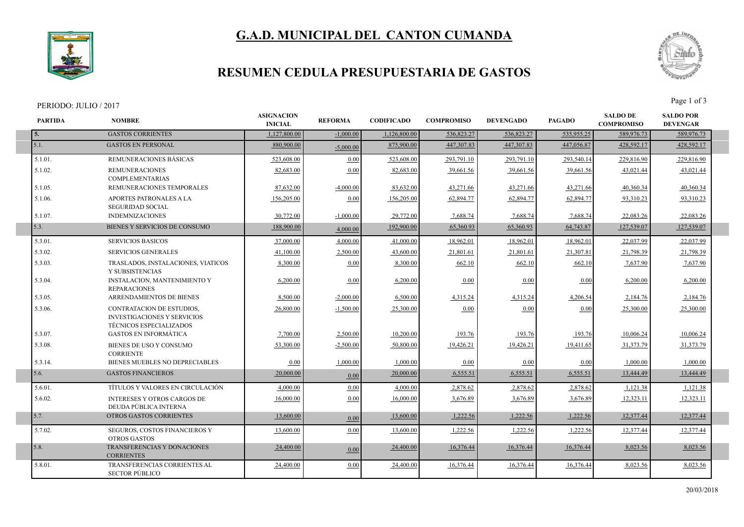# G.A.D. MUNICIPAL DEL CANTON CUMANDA

## RESUMEN CEDULA PRESUPUESTARIA DE GASTOS

PERIODO: JULIO / 2017

| PARTIDA | NOMBRE | ASIGNACION INICIAL | REFORMA | CODIFICADO | COMPROMISO | DEVENGADO | PAGADO | SALDO DE COMPROMISO | SALDO POR DEVENGAR |
|---|---|---|---|---|---|---|---|---|---|
| 5. | GASTOS CORRIENTES | 1,127,800.00 | -1,000.00 | 1,126,800.00 | 536,823.27 | 536,823.27 | 535,955.25 | 589,976.73 | 589,976.73 |
| 5.1. | GASTOS EN PERSONAL | 880,900.00 | -5,000.00 | 875,900.00 | 447,307.83 | 447,307.83 | 447,056.87 | 428,592.17 | 428,592.17 |
| 5.1.01. | REMUNERACIONES BÁSICAS | 523,608.00 | 0.00 | 523,608.00 | 293,791.10 | 293,791.10 | 293,540.14 | 229,816.90 | 229,816.90 |
| 5.1.02. | REMUNERACIONES COMPLEMENTARIAS | 82,683.00 | 0.00 | 82,683.00 | 39,661.56 | 39,661.56 | 39,661.56 | 43,021.44 | 43,021.44 |
| 5.1.05. | REMUNERACIONES TEMPORALES | 87,632.00 | -4,000.00 | 83,632.00 | 43,271.66 | 43,271.66 | 43,271.66 | 40,360.34 | 40,360.34 |
| 5.1.06. | APORTES PATRONALES A LA SEGURIDAD SOCIAL | 156,205.00 | 0.00 | 156,205.00 | 62,894.77 | 62,894.77 | 62,894.77 | 93,310.23 | 93,310.23 |
| 5.1.07. | INDEMNIZACIONES | 30,772.00 | -1,000.00 | 29,772.00 | 7,688.74 | 7,688.74 | 7,688.74 | 22,083.26 | 22,083.26 |
| 5.3. | BIENES Y SERVICIOS DE CONSUMO | 188,900.00 | 4,000.00 | 192,900.00 | 65,360.93 | 65,360.93 | 64,743.87 | 127,539.07 | 127,539.07 |
| 5.3.01. | SERVICIOS BASICOS | 37,000.00 | 4,000.00 | 41,000.00 | 18,962.01 | 18,962.01 | 18,962.01 | 22,037.99 | 22,037.99 |
| 5.3.02. | SERVICIOS GENERALES | 41,100.00 | 2,500.00 | 43,600.00 | 21,801.61 | 21,801.61 | 21,307.81 | 21,798.39 | 21,798.39 |
| 5.3.03. | TRASLADOS, INSTALACIONES, VIATICOS Y SUBSISTENCIAS | 8,300.00 | 0.00 | 8,300.00 | 662.10 | 662.10 | 662.10 | 7,637.90 | 7,637.90 |
| 5.3.04. | INSTALACION, MANTENIMIENTO Y REPARACIONES | 6,200.00 | 0.00 | 6,200.00 | 0.00 | 0.00 | 0.00 | 6,200.00 | 6,200.00 |
| 5.3.05. | ARRENDAMIENTOS DE BIENES | 8,500.00 | -2,000.00 | 6,500.00 | 4,315.24 | 4,315.24 | 4,206.54 | 2,184.76 | 2,184.76 |
| 5.3.06. | CONTRATACION DE ESTUDIOS, INVESTIGACIONES Y SERVICIOS TÉCNICOS ESPECIALIZADOS | 26,800.00 | -1,500.00 | 25,300.00 | 0.00 | 0.00 | 0.00 | 25,300.00 | 25,300.00 |
| 5.3.07. | GASTOS EN INFORMÁTICA | 7,700.00 | 2,500.00 | 10,200.00 | 193.76 | 193.76 | 193.76 | 10,006.24 | 10,006.24 |
| 5.3.08. | BIENES DE USO Y CONSUMO CORRIENTE | 53,300.00 | -2,500.00 | 50,800.00 | 19,426.21 | 19,426.21 | 19,411.65 | 31,373.79 | 31,373.79 |
| 5.3.14. | BIENES MUEBLES NO DEPRECIABLES | 0.00 | 1,000.00 | 1,000.00 | 0.00 | 0.00 | 0.00 | 1,000.00 | 1,000.00 |
| 5.6. | GASTOS FINANCIEROS | 20,000.00 | 0.00 | 20,000.00 | 6,555.51 | 6,555.51 | 6,555.51 | 13,444.49 | 13,444.49 |
| 5.6.01. | TÍTULOS Y VALORES EN CIRCULACIÓN | 4,000.00 | 0.00 | 4,000.00 | 2,878.62 | 2,878.62 | 2,878.62 | 1,121.38 | 1,121.38 |
| 5.6.02. | INTERESES Y OTROS CARGOS DE DEUDA PÚBLICA INTERNA | 16,000.00 | 0.00 | 16,000.00 | 3,676.89 | 3,676.89 | 3,676.89 | 12,323.11 | 12,323.11 |
| 5.7. | OTROS GASTOS CORRIENTES | 13,600.00 | 0.00 | 13,600.00 | 1,222.56 | 1,222.56 | 1,222.56 | 12,377.44 | 12,377.44 |
| 5.7.02. | SEGUROS, COSTOS FINANCIEROS Y OTROS GASTOS | 13,600.00 | 0.00 | 13,600.00 | 1,222.56 | 1,222.56 | 1,222.56 | 12,377.44 | 12,377.44 |
| 5.8. | TRANSFERENCIAS Y DONACIONES CORRIENTES | 24,400.00 | 0.00 | 24,400.00 | 16,376.44 | 16,376.44 | 16,376.44 | 8,023.56 | 8,023.56 |
| 5.8.01. | TRANSFERENCIAS CORRIENTES AL SECTOR PÚBLICO | 24,400.00 | 0.00 | 24,400.00 | 16,376.44 | 16,376.44 | 16,376.44 | 8,023.56 | 8,023.56 |

20/03/2018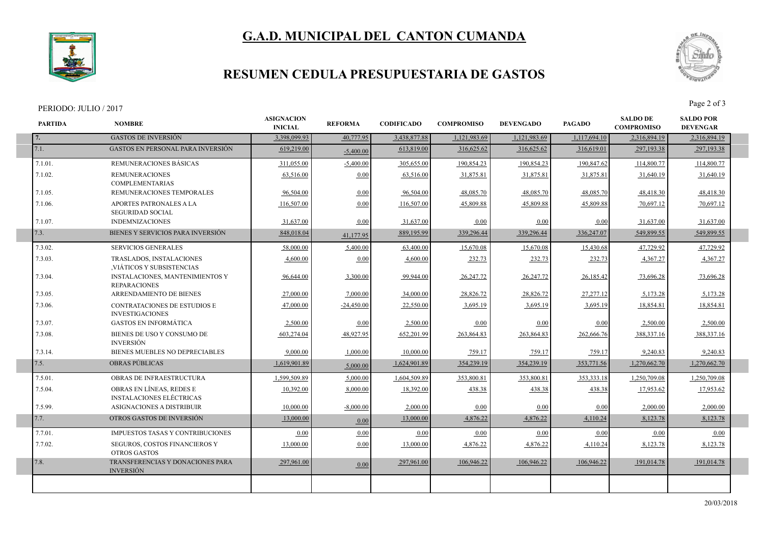# G.A.D. MUNICIPAL DEL CANTON CUMANDA

## RESUMEN CEDULA PRESUPUESTARIA DE GASTOS

PERIODO: JULIO / 2017

| PARTIDA | NOMBRE | ASIGNACION INICIAL | REFORMA | CODIFICADO | COMPROMISO | DEVENGADO | PAGADO | SALDO DE COMPROMISO | SALDO POR DEVENGAR |
|---|---|---|---|---|---|---|---|---|---|
| 7. | GASTOS DE INVERSIÓN | 3,398,099.93 | 40,777.95 | 3,438,877.88 | 1,121,983.69 | 1,121,983.69 | 1,117,694.10 | 2,316,894.19 | 2,316,894.19 |
| 7.1. | GASTOS EN PERSONAL PARA INVERSIÓN | 619,219.00 | -5,400.00 | 613,819.00 | 316,625.62 | 316,625.62 | 316,619.01 | 297,193.38 | 297,193.38 |
| 7.1.01. | REMUNERACIONES BÁSICAS | 311,055.00 | -5,400.00 | 305,655.00 | 190,854.23 | 190,854.23 | 190,847.62 | 114,800.77 | 114,800.77 |
| 7.1.02. | REMUNERACIONES COMPLEMENTARIAS | 63,516.00 | 0.00 | 63,516.00 | 31,875.81 | 31,875.81 | 31,875.81 | 31,640.19 | 31,640.19 |
| 7.1.05. | REMUNERACIONES TEMPORALES | 96,504.00 | 0.00 | 96,504.00 | 48,085.70 | 48,085.70 | 48,085.70 | 48,418.30 | 48,418.30 |
| 7.1.06. | APORTES PATRONALES A LA SEGURIDAD SOCIAL | 116,507.00 | 0.00 | 116,507.00 | 45,809.88 | 45,809.88 | 45,809.88 | 70,697.12 | 70,697.12 |
| 7.1.07. | INDEMNIZACIONES | 31,637.00 | 0.00 | 31,637.00 | 0.00 | 0.00 | 0.00 | 31,637.00 | 31,637.00 |
| 7.3. | BIENES Y SERVICIOS PARA INVERSIÓN | 848,018.04 | 41,177.95 | 889,195.99 | 339,296.44 | 339,296.44 | 336,247.07 | 549,899.55 | 549,899.55 |
| 7.3.02. | SERVICIOS GENERALES | 58,000.00 | 5,400.00 | 63,400.00 | 15,670.08 | 15,670.08 | 15,430.68 | 47,729.92 | 47,729.92 |
| 7.3.03. | TRASLADOS, INSTALACIONES ,VIÁTICOS Y SUBSISTENCIAS | 4,600.00 | 0.00 | 4,600.00 | 232.73 | 232.73 | 232.73 | 4,367.27 | 4,367.27 |
| 7.3.04. | INSTALACIONES, MANTENIMIENTOS Y REPARACIONES | 96,644.00 | 3,300.00 | 99,944.00 | 26,247.72 | 26,247.72 | 26,185.42 | 73,696.28 | 73,696.28 |
| 7.3.05. | ARRENDAMIENTO DE BIENES | 27,000.00 | 7,000.00 | 34,000.00 | 28,826.72 | 28,826.72 | 27,277.12 | 5,173.28 | 5,173.28 |
| 7.3.06. | CONTRATACIONES DE ESTUDIOS E INVESTIGACIONES | 47,000.00 | -24,450.00 | 22,550.00 | 3,695.19 | 3,695.19 | 3,695.19 | 18,854.81 | 18,854.81 |
| 7.3.07. | GASTOS EN INFORMÁTICA | 2,500.00 | 0.00 | 2,500.00 | 0.00 | 0.00 | 0.00 | 2,500.00 | 2,500.00 |
| 7.3.08. | BIENES DE USO Y CONSUMO DE INVERSIÓN | 603,274.04 | 48,927.95 | 652,201.99 | 263,864.83 | 263,864.83 | 262,666.76 | 388,337.16 | 388,337.16 |
| 7.3.14. | BIENES MUEBLES NO DEPRECIABLES | 9,000.00 | 1,000.00 | 10,000.00 | 759.17 | 759.17 | 759.17 | 9,240.83 | 9,240.83 |
| 7.5. | OBRAS PÚBLICAS | 1,619,901.89 | 5,000.00 | 1,624,901.89 | 354,239.19 | 354,239.19 | 353,771.56 | 1,270,662.70 | 1,270,662.70 |
| 7.5.01. | OBRAS DE INFRAESTRUCTURA | 1,599,509.89 | 5,000.00 | 1,604,509.89 | 353,800.81 | 353,800.81 | 353,333.18 | 1,250,709.08 | 1,250,709.08 |
| 7.5.04. | OBRAS EN LÍNEAS, REDES E INSTALACIONES ELÉCTRICAS | 10,392.00 | 8,000.00 | 18,392.00 | 438.38 | 438.38 | 438.38 | 17,953.62 | 17,953.62 |
| 7.5.99. | ASIGNACIONES A DISTRIBUIR | 10,000.00 | -8,000.00 | 2,000.00 | 0.00 | 0.00 | 0.00 | 2,000.00 | 2,000.00 |
| 7.7. | OTROS GASTOS DE INVERSIÓN | 13,000.00 | 0.00 | 13,000.00 | 4,876.22 | 4,876.22 | 4,110.24 | 8,123.78 | 8,123.78 |
| 7.7.01. | IMPUESTOS TASAS Y CONTRIBUCIONES | 0.00 | 0.00 | 0.00 | 0.00 | 0.00 | 0.00 | 0.00 | 0.00 |
| 7.7.02. | SEGUROS, COSTOS FINANCIEROS Y OTROS GASTOS | 13,000.00 | 0.00 | 13,000.00 | 4,876.22 | 4,876.22 | 4,110.24 | 8,123.78 | 8,123.78 |
| 7.8. | TRANSFERENCIAS Y DONACIONES PARA INVERSIÓN | 297,961.00 | 0.00 | 297,961.00 | 106,946.22 | 106,946.22 | 106,946.22 | 191,014.78 | 191,014.78 |
| | | | | | | | | | |

20/03/2018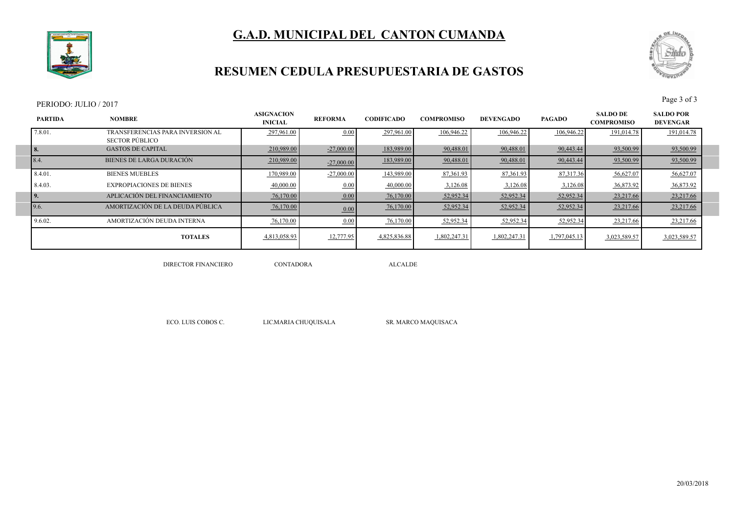# G.A.D. MUNICIPAL DEL CANTON CUMANDA

## RESUMEN CEDULA PRESUPUESTARIA DE GASTOS

PERIODO: JULIO / 2017

| PARTIDA | NOMBRE | ASIGNACION INICIAL | REFORMA | CODIFICADO | COMPROMISO | DEVENGADO | PAGADO | SALDO DE COMPROMISO | SALDO POR DEVENGAR |
|---|---|---|---|---|---|---|---|---|---|
| 7.8.01. | TRANSFERENCIAS PARA INVERSION AL SECTOR PÚBLICO | 297,961.00 | 0.00 | 297,961.00 | 106,946.22 | 106,946.22 | 106,946.22 | 191,014.78 | 191,014.78 |
| 8. | GASTOS DE CAPITAL | 210,989.00 | -27,000.00 | 183,989.00 | 90,488.01 | 90,488.01 | 90,443.44 | 93,500.99 | 93,500.99 |
| 8.4. | BIENES DE LARGA DURACIÓN | 210,989.00 | -27,000.00 | 183,989.00 | 90,488.01 | 90,488.01 | 90,443.44 | 93,500.99 | 93,500.99 |
| 8.4.01. | BIENES MUEBLES | 170,989.00 | -27,000.00 | 143,989.00 | 87,361.93 | 87,361.93 | 87,317.36 | 56,627.07 | 56,627.07 |
| 8.4.03. | EXPROPIACIONES DE BIENES | 40,000.00 | 0.00 | 40,000.00 | 3,126.08 | 3,126.08 | 3,126.08 | 36,873.92 | 36,873.92 |
| 9. | APLICACIÓN DEL FINANCIAMIENTO | 76,170.00 | 0.00 | 76,170.00 | 52,952.34 | 52,952.34 | 52,952.34 | 23,217.66 | 23,217.66 |
| 9.6. | AMORTIZACIÓN DE LA DEUDA PÚBLICA | 76,170.00 | 0.00 | 76,170.00 | 52,952.34 | 52,952.34 | 52,952.34 | 23,217.66 | 23,217.66 |
| 9.6.02. | AMORTIZACIÓN DEUDA INTERNA | 76,170.00 | 0.00 | 76,170.00 | 52,952.34 | 52,952.34 | 52,952.34 | 23,217.66 | 23,217.66 |
| | **TOTALES** | 4,813,058.93 | 12,777.95 | 4,825,836.88 | 1,802,247.31 | 1,802,247.31 | 1,797,045.13 | 3,023,589.57 | 3,023,589.57 |

| DIRECTOR FINANCIERO | CONTADORA | ALCALDE |
|---|---|---|
| ECO. LUIS COBOS C. | LIC.MARIA CHUQUISALA | SR. MARCO MAQUISACA |

20/03/2018